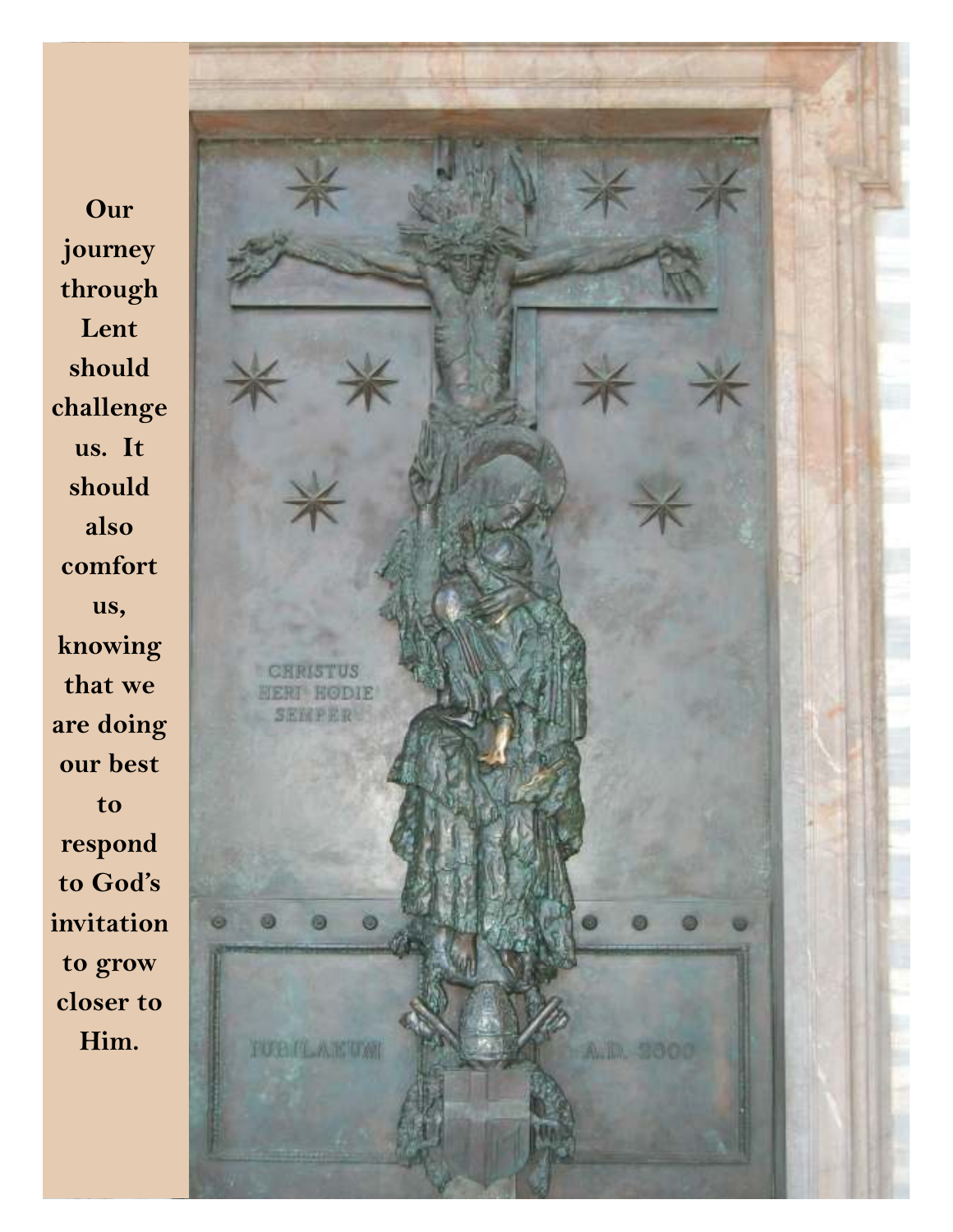**Our journey through Lent should challenge us. It should also comfort us, knowing that we are doing our best to respond to God's invitation to grow closer to Him.**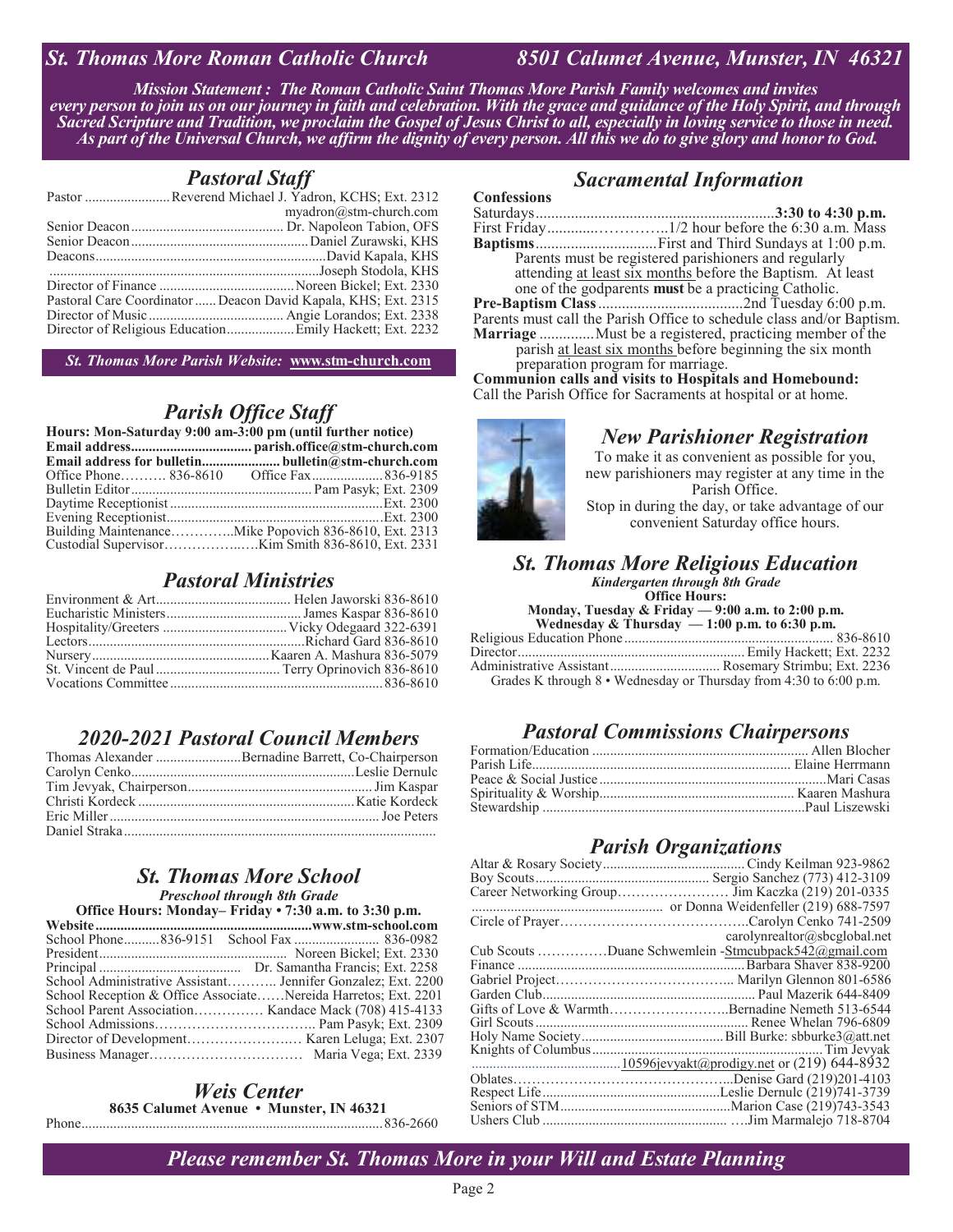# St. Thomas More Roman Catholic Church — 8501 Calumet Avenue, Munster, IN 46321

***Mission Statement : The Roman Catholic Saint Thomas More Parish Family welcomes and invites every person to join us on our journey in faith and celebration. With the grace and guidance of the Holy Spirit, and through Sacred Scripture and Tradition, we proclaim the Gospel of Jesus Christ to all, especially in loving service to those in need. As part of the Universal Church, we affirm the dignity of every person. All this we do to give glory and honor to God.***

## *Pastoral Staff*

Pastor ........................ Reverend Michael J. Yadron, KCHS; Ext. 2312
myadron@stm-church.com
Senior Deacon .......................................... Dr. Napoleon Tabion, OFS
Senior Deacon ................................................. Daniel Zurawski, KHS
Deacons................................................................ David Kapala, KHS
........................................................................... Joseph Stodola, KHS
Director of Finance ...................................... Noreen Bickel; Ext. 2330
Pastoral Care Coordinator ...... Deacon David Kapala, KHS; Ext. 2315
Director of Music ...................................... Angie Lorandos; Ext. 2338
Director of Religious Education.................. Emily Hackett; Ext. 2232

*St. Thomas More Parish Website:* **www.stm-church.com**

## *Parish Office Staff*

**Hours: Mon-Saturday 9:00 am-3:00 pm (until further notice)**
**Email address.................................. parish.office@stm-church.com**
**Email address for bulletin...................... bulletin@stm-church.com**
Office Phone………. 836-8610    Office Fax.................... 836-9185
Bulletin Editor ................................................. Pam Pasyk; Ext. 2309
Daytime Receptionist .............................................................Ext. 2300
Evening Receptionist...............................................................Ext. 2300
Building Maintenance………….Mike Popovich 836-8610, Ext. 2313
Custodial Supervisor……………..….Kim Smith 836-8610, Ext. 2331

## *Pastoral Ministries*

Environment & Art...................................... Helen Jaworski 836-8610
Eucharistic Ministers..................................... James Kaspar 836-8610
Hospitality/Greeters ................................... Vicky Odegaard 322-6391
Lectors............................................................ Richard Gard 836-8610
Nursery................................................ Kaaren A. Mashura 836-5079
St. Vincent de Paul .................................. Terry Oprinovich 836-8610
Vocations Committee ........................................................... 836-8610

## *2020-2021 Pastoral Council Members*

Thomas Alexander ........................Bernadine Barrett, Co-Chairperson
Carolyn Cenko.............................................................. Leslie Dernulc
Tim Jevyak, Chairperson.................................................... Jim Kaspar
Christi Kordeck ............................................................ Katie Kordeck
Eric Miller .......................................................................... Joe Peters
Daniel Straka........................................................................................

## *St. Thomas More School*

***Preschool through 8th Grade***
**Office Hours: Monday– Friday • 7:30 a.m. to 3:30 p.m.**
**Website............................................................www.stm-school.com**
School Phone..........836-9151    School Fax ........................ 836-0982
President.................................................... Noreen Bickel; Ext. 2330
Principal ....................................... Dr. Samantha Francis; Ext. 2258
School Administrative Assistant……….. Jennifer Gonzalez; Ext. 2200
School Reception & Office Associate……Nereida Harretos; Ext. 2201
School Parent Association…………… Kandace Mack (708) 415-4133
School Admissions…………………………….. Pam Pasyk; Ext. 2309
Director of Development…………………… Karen Leluga; Ext. 2307
Business Manager…………………………… Maria Vega; Ext. 2339

## *Weis Center*

**8635 Calumet Avenue • Munster, IN 46321**
Phone.................................................................................... 836-2660

## *Sacramental Information*

**Confessions**
Saturdays.............................................................**3:30 to 4:30 p.m.**
First Friday...........……………..1/2 hour before the 6:30 a.m. Mass
**Baptisms**...............................First and Third Sundays at 1:00 p.m.
Parents must be registered parishioners and regularly attending at least six months before the Baptism. At least one of the godparents **must** be a practicing Catholic.
**Pre-Baptism Class**.....................................2nd Tuesday 6:00 p.m.
Parents must call the Parish Office to schedule class and/or Baptism.
**Marriage** ..............Must be a registered, practicing member of the parish at least six months before beginning the six month preparation program for marriage.
**Communion calls and visits to Hospitals and Homebound:**
Call the Parish Office for Sacraments at hospital or at home.

## *New Parishioner Registration*

To make it as convenient as possible for you, new parishioners may register at any time in the Parish Office.
Stop in during the day, or take advantage of our convenient Saturday office hours.

## *St. Thomas More Religious Education*

***Kindergarten through 8th Grade***
**Office Hours:**
**Monday, Tuesday & Friday — 9:00 a.m. to 2:00 p.m.**
**Wednesday & Thursday — 1:00 p.m. to 6:30 p.m.**
Religious Education Phone .......................................................... 836-8610
Director............................................................... Emily Hackett; Ext. 2232
Administrative Assistant.............................. Rosemary Strimbu; Ext. 2236
Grades K through 8 • Wednesday or Thursday from 4:30 to 6:00 p.m.

## *Pastoral Commissions Chairpersons*

Formation/Education ........................................................... Allen Blocher
Parish Life........................................................................ Elaine Herrmann
Peace & Social Justice ............................................................ Mari Casas
Spirituality & Worship...................................................... Kaaren Mashura
Stewardship ......................................................................... Paul Liszewski

## *Parish Organizations*

Altar & Rosary Society........................................ Cindy Keilman 923-9862
Boy Scouts................................................. Sergio Sanchez (773) 412-3109
Career Networking Group…………………… Jim Kaczka (219) 201-0335
...................................................... or Donna Weidenfeller (219) 688-7597
Circle of Prayer…………………………………..Carolyn Cenko 741-2509
carolynrealtor@sbcglobal.net
Cub Scouts ……………Duane Schwemlein -Stmcubpack542@gmail.com
Finance ............................................................... Barbara Shaver 838-9200
Gabriel Project……………………………….. Marilyn Glennon 801-6586
Garden Club........................................................... Paul Mazerik 644-8409
Gifts of Love & Warmth……………………..Bernadine Nemeth 513-6544
Girl Scouts .......................................................... Renee Whelan 796-6809
Holy Name Society........................................ Bill Burke: sbburke3@att.net
Knights of Columbus................................................................ Tim Jevyak
..........................................10596jevyakt@prodigy.net or (219) 644-8932
Oblates…………………………………………...Denise Gard (219)201-4103
Respect Life................................................. Leslie Dernulc (219)741-3739
Seniors of STM................................................ Marion Case (219)743-3543
Ushers Club .................................................... ….Jim Marmalejo 718-8704

***Please remember St. Thomas More in your Will and Estate Planning***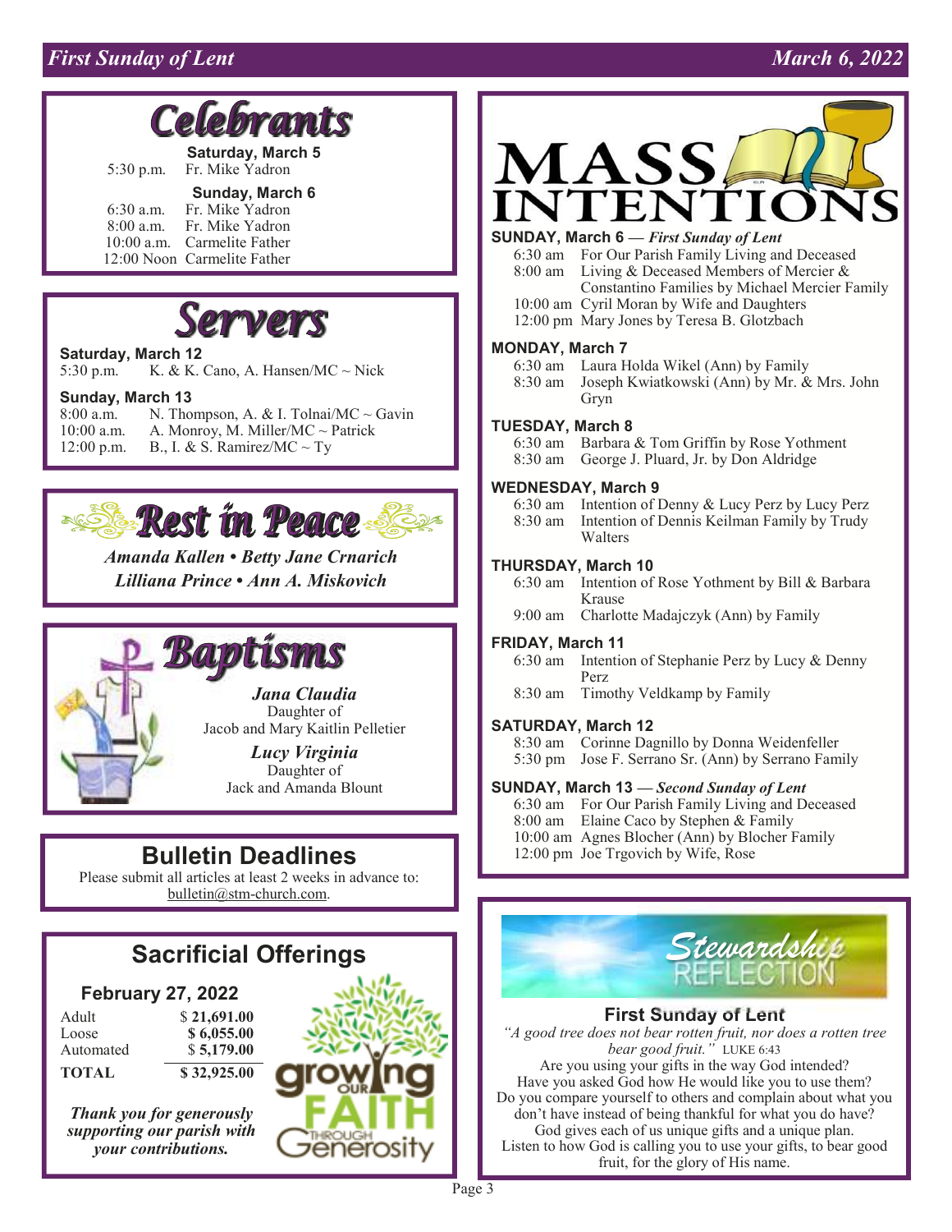# Celebrants

**Saturday, March 5**

| | |
|---|---|
| 5:30 p.m. | Fr. Mike Yadron |

**Sunday, March 6**

| | |
|---|---|
| 6:30 a.m. | Fr. Mike Yadron |
| 8:00 a.m. | Fr. Mike Yadron |
| 10:00 a.m. | Carmelite Father |
| 12:00 Noon | Carmelite Father |

# Servers

**Saturday, March 12**

| | |
|---|---|
| 5:30 p.m. | K. & K. Cano, A. Hansen/MC ~ Nick |

**Sunday, March 13**

| | |
|---|---|
| 8:00 a.m. | N. Thompson, A. & I. Tolnai/MC ~ Gavin |
| 10:00 a.m. | A. Monroy, M. Miller/MC ~ Patrick |
| 12:00 p.m. | B., I. & S. Ramirez/MC ~ Ty |

# Rest in Peace

*Amanda Kallen • Betty Jane Crnarich*
*Lilliana Prince • Ann A. Miskovich*

# Baptisms

***Jana Claudia***
Daughter of
Jacob and Mary Kaitlin Pelletier

***Lucy Virginia***
Daughter of
Jack and Amanda Blount

## Bulletin Deadlines

Please submit all articles at least 2 weeks in advance to: bulletin@stm-church.com.

## Sacrificial Offerings

### February 27, 2022

| | |
|---|---|
| Adult | $ **21,691.00** |
| Loose | **$ 6,055.00** |
| Automated | $ **5,179.00** |
| **TOTAL** | **$ 32,925.00** |

*Thank you for generously supporting our parish with your contributions.*

growing OUR FAITH THROUGH Generosity

# MASS INTENTIONS

**SUNDAY, March 6 — *First Sunday of Lent***

| | |
|---|---|
| 6:30 am | For Our Parish Family Living and Deceased |
| 8:00 am | Living & Deceased Members of Mercier & Constantino Families by Michael Mercier Family |
| 10:00 am | Cyril Moran by Wife and Daughters |
| 12:00 pm | Mary Jones by Teresa B. Glotzbach |

**MONDAY, March 7**

| | |
|---|---|
| 6:30 am | Laura Holda Wikel (Ann) by Family |
| 8:30 am | Joseph Kwiatkowski (Ann) by Mr. & Mrs. John Gryn |

**TUESDAY, March 8**

| | |
|---|---|
| 6:30 am | Barbara & Tom Griffin by Rose Yothment |
| 8:30 am | George J. Pluard, Jr. by Don Aldridge |

**WEDNESDAY, March 9**

| | |
|---|---|
| 6:30 am | Intention of Denny & Lucy Perz by Lucy Perz |
| 8:30 am | Intention of Dennis Keilman Family by Trudy Walters |

**THURSDAY, March 10**

| | |
|---|---|
| 6:30 am | Intention of Rose Yothment by Bill & Barbara Krause |
| 9:00 am | Charlotte Madajczyk (Ann) by Family |

**FRIDAY, March 11**

| | |
|---|---|
| 6:30 am | Intention of Stephanie Perz by Lucy & Denny Perz |
| 8:30 am | Timothy Veldkamp by Family |

**SATURDAY, March 12**

| | |
|---|---|
| 8:30 am | Corinne Dagnillo by Donna Weidenfeller |
| 5:30 pm | Jose F. Serrano Sr. (Ann) by Serrano Family |

**SUNDAY, March 13 — *Second Sunday of Lent***

| | |
|---|---|
| 6:30 am | For Our Parish Family Living and Deceased |
| 8:00 am | Elaine Caco by Stephen & Family |
| 10:00 am | Agnes Blocher (Ann) by Blocher Family |
| 12:00 pm | Joe Trgovich by Wife, Rose |

# Stewardship Reflection

### First Sunday of Lent

*"A good tree does not bear rotten fruit, nor does a rotten tree bear good fruit."* LUKE 6:43

Are you using your gifts in the way God intended? Have you asked God how He would like you to use them? Do you compare yourself to others and complain about what you don't have instead of being thankful for what you do have? God gives each of us unique gifts and a unique plan. Listen to how God is calling you to use your gifts, to bear good fruit, for the glory of His name.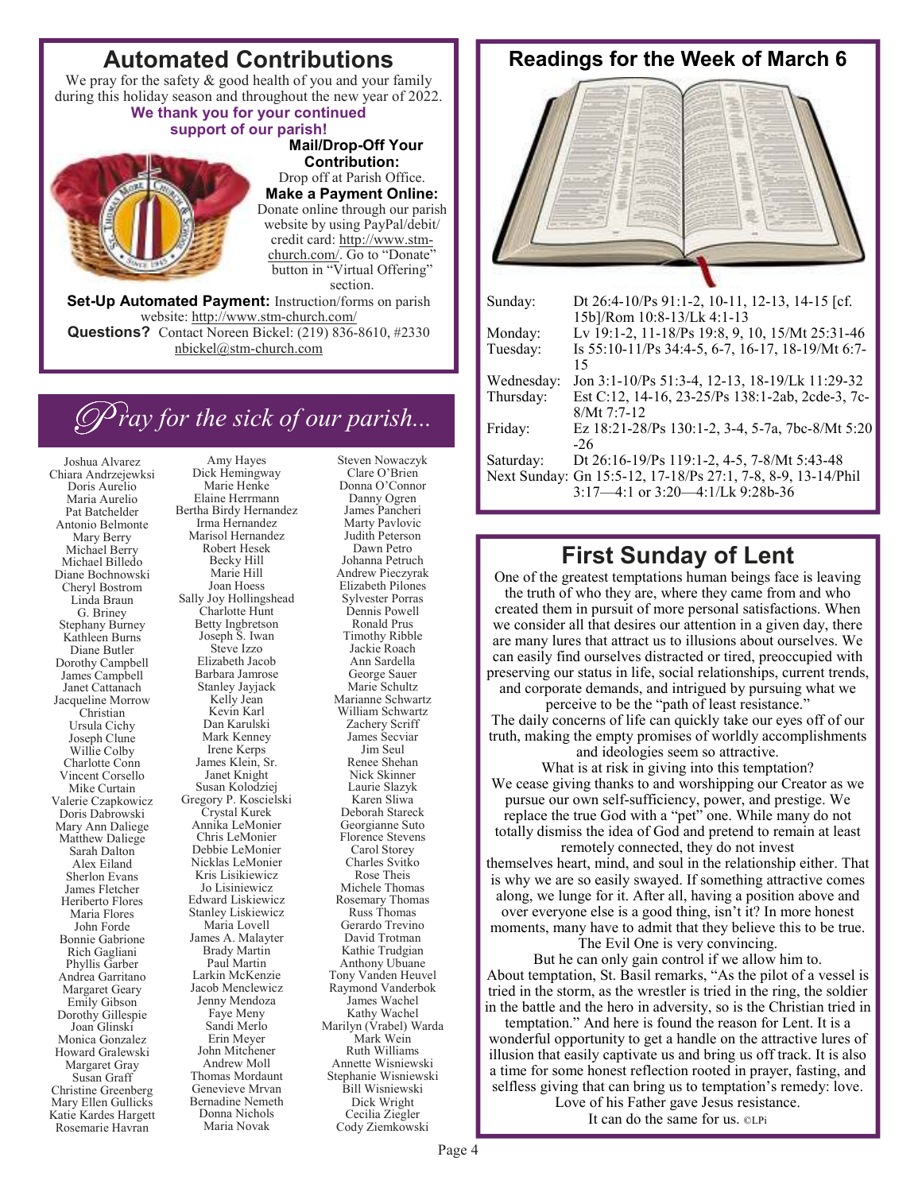## Automated Contributions

We pray for the safety & good health of you and your family during this holiday season and throughout the new year of 2022.

**We thank you for your continued support of our parish!**

**Mail/Drop-Off Your Contribution:** Drop off at Parish Office.

**Make a Payment Online:** Donate online through our parish website by using PayPal/debit/credit card: http://www.stm-church.com/. Go to "Donate" button in "Virtual Offering" section.

**Set-Up Automated Payment:** Instruction/forms on parish website: http://www.stm-church.com/

**Questions?** Contact Noreen Bickel: (219) 836-8610, #2330 nbickel@stm-church.com

## *Pray for the sick of our parish...*

Joshua Alvarez
Chiara Andrzejewksi
Doris Aurelio
Maria Aurelio
Pat Batchelder
Antonio Belmonte
Mary Berry
Michael Berry
Michael Billedo
Diane Bochnowski
Cheryl Bostrom
Linda Braun
G. Briney
Stephany Burney
Kathleen Burns
Diane Butler
Dorothy Campbell
James Campbell
Janet Cattanach
Jacqueline Morrow Christian
Ursula Cichy
Joseph Clune
Willie Colby
Charlotte Conn
Vincent Corsello
Mike Curtain
Valerie Czapkowicz
Doris Dabrowski
Mary Ann Daliege
Matthew Daliege
Sarah Dalton
Alex Eiland
Sherlon Evans
James Fletcher
Heriberto Flores
Maria Flores
John Forde
Bonnie Gabrione
Rich Gagliani
Phyllis Garber
Andrea Garritano
Margaret Geary
Emily Gibson
Dorothy Gillespie
Joan Glinski
Monica Gonzalez
Howard Gralewski
Margaret Gray
Susan Graff
Christine Greenberg
Mary Ellen Gullicks
Katie Kardes Hargett
Rosemarie Havran
Amy Hayes
Dick Hemingway
Marie Henke
Elaine Herrmann
Bertha Birdy Hernandez
Irma Hernandez
Marisol Hernandez
Robert Hesek
Becky Hill
Marie Hill
Joan Hoess
Sally Joy Hollingshead
Charlotte Hunt
Betty Ingbretson
Joseph S. Iwan
Steve Izzo
Elizabeth Jacob
Barbara Jamrose
Stanley Jayjack
Kelly Jean
Kevin Karl
Dan Karulski
Mark Kenney
Irene Kerps
James Klein, Sr.
Janet Knight
Susan Kolodziej
Gregory P. Koscielski
Crystal Kurek
Annika LeMonier
Chris LeMonier
Debbie LeMonier
Nicklas LeMonier
Kris Lisikiewicz
Jo Lisiniewicz
Edward Liskiewicz
Stanley Liskiewicz
Maria Lovell
James A. Malayter
Brady Martin
Paul Martin
Larkin McKenzie
Jacob Menclewicz
Jenny Mendoza
Faye Meny
Sandi Merlo
Erin Meyer
John Mitchener
Andrew Moll
Thomas Mordaunt
Genevieve Mrvan
Bernadine Nemeth
Donna Nichols
Maria Novak
Steven Nowaczyk
Clare O'Brien
Donna O'Connor
Danny Ogren
James Pancheri
Marty Pavlovic
Judith Peterson
Dawn Petro
Johanna Petruch
Andrew Pieczyrak
Elizabeth Pilones
Sylvester Porras
Dennis Powell
Ronald Prus
Timothy Ribble
Jackie Roach
Ann Sardella
George Sauer
Marie Schultz
Marianne Schwartz
William Schwartz
Zachery Scriff
James Secviar
Jim Seul
Renee Shehan
Nick Skinner
Laurie Slazyk
Karen Sliwa
Deborah Stareck
Georgianne Suto
Florence Stevens
Carol Storey
Charles Svitko
Rose Theis
Michele Thomas
Rosemary Thomas
Russ Thomas
Gerardo Trevino
David Trotman
Kathie Trudgian
Anthony Ubuane
Tony Vanden Heuvel
Raymond Vanderbok
James Wachel
Kathy Wachel
Marilyn (Vrabel) Warda
Mark Wein
Ruth Williams
Annette Wisniewski
Stephanie Wisniewski
Bill Wisniewski
Dick Wright
Cecilia Ziegler
Cody Ziemkowski

## Readings for the Week of March 6

| | |
|---|---|
| Sunday: | Dt 26:4-10/Ps 91:1-2, 10-11, 12-13, 14-15 [cf. 15b]/Rom 10:8-13/Lk 4:1-13 |
| Monday: | Lv 19:1-2, 11-18/Ps 19:8, 9, 10, 15/Mt 25:31-46 |
| Tuesday: | Is 55:10-11/Ps 34:4-5, 6-7, 16-17, 18-19/Mt 6:7-15 |
| Wednesday: | Jon 3:1-10/Ps 51:3-4, 12-13, 18-19/Lk 11:29-32 |
| Thursday: | Est C:12, 14-16, 23-25/Ps 138:1-2ab, 2cde-3, 7c-8/Mt 7:7-12 |
| Friday: | Ez 18:21-28/Ps 130:1-2, 3-4, 5-7a, 7bc-8/Mt 5:20-26 |
| Saturday: | Dt 26:16-19/Ps 119:1-2, 4-5, 7-8/Mt 5:43-48 |
| Next Sunday: | Gn 15:5-12, 17-18/Ps 27:1, 7-8, 8-9, 13-14/Phil 3:17—4:1 or 3:20—4:1/Lk 9:28b-36 |

## First Sunday of Lent

One of the greatest temptations human beings face is leaving the truth of who they are, where they came from and who created them in pursuit of more personal satisfactions. When we consider all that desires our attention in a given day, there are many lures that attract us to illusions about ourselves. We can easily find ourselves distracted or tired, preoccupied with preserving our status in life, social relationships, current trends, and corporate demands, and intrigued by pursuing what we perceive to be the "path of least resistance."

The daily concerns of life can quickly take our eyes off of our truth, making the empty promises of worldly accomplishments and ideologies seem so attractive.

What is at risk in giving into this temptation?

We cease giving thanks to and worshipping our Creator as we pursue our own self-sufficiency, power, and prestige. We replace the true God with a "pet" one. While many do not totally dismiss the idea of God and pretend to remain at least remotely connected, they do not invest themselves heart, mind, and soul in the relationship either. That is why we are so easily swayed. If something attractive comes along, we lunge for it. After all, having a position above and over everyone else is a good thing, isn't it? In more honest moments, many have to admit that they believe this to be true. The Evil One is very convincing.

But he can only gain control if we allow him to.

About temptation, St. Basil remarks, "As the pilot of a vessel is tried in the storm, as the wrestler is tried in the ring, the soldier in the battle and the hero in adversity, so is the Christian tried in temptation." And here is found the reason for Lent. It is a wonderful opportunity to get a handle on the attractive lures of illusion that easily captivate us and bring us off track. It is also a time for some honest reflection rooted in prayer, fasting, and selfless giving that can bring us to temptation's remedy: love.

Love of his Father gave Jesus resistance.

It can do the same for us. ©LPi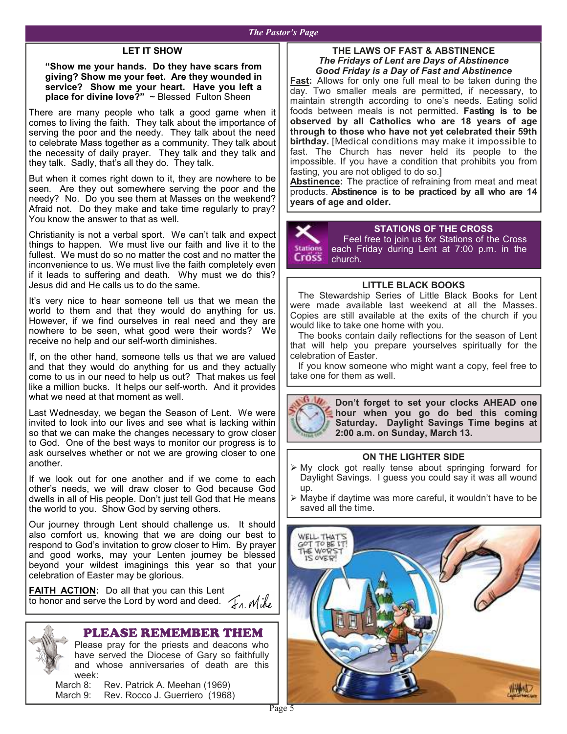## LET IT SHOW

**"Show me your hands. Do they have scars from giving? Show me your feet. Are they wounded in service? Show me your heart. Have you left a place for divine love?"** ~ Blessed Fulton Sheen

There are many people who talk a good game when it comes to living the faith. They talk about the importance of serving the poor and the needy. They talk about the need to celebrate Mass together as a community. They talk about the necessity of daily prayer. They talk and they talk and they talk. Sadly, that's all they do. They talk.

But when it comes right down to it, they are nowhere to be seen. Are they out somewhere serving the poor and the needy? No. Do you see them at Masses on the weekend? Afraid not. Do they make and take time regularly to pray? You know the answer to that as well.

Christianity is not a verbal sport. We can't talk and expect things to happen. We must live our faith and live it to the fullest. We must do so no matter the cost and no matter the inconvenience to us. We must live the faith completely even if it leads to suffering and death. Why must we do this? Jesus did and He calls us to do the same.

It's very nice to hear someone tell us that we mean the world to them and that they would do anything for us. However, if we find ourselves in real need and they are nowhere to be seen, what good were their words? We receive no help and our self-worth diminishes.

If, on the other hand, someone tells us that we are valued and that they would do anything for us and they actually come to us in our need to help us out? That makes us feel like a million bucks. It helps our self-worth. And it provides what we need at that moment as well.

Last Wednesday, we began the Season of Lent. We were invited to look into our lives and see what is lacking within so that we can make the changes necessary to grow closer to God. One of the best ways to monitor our progress is to ask ourselves whether or not we are growing closer to one another.

If we look out for one another and if we come to each other's needs, we will draw closer to God because God dwells in all of His people. Don't just tell God that He means the world to you. Show God by serving others.

Our journey through Lent should challenge us. It should also comfort us, knowing that we are doing our best to respond to God's invitation to grow closer to Him. By prayer and good works, may your Lenten journey be blessed beyond your wildest imaginings this year so that your celebration of Easter may be glorious.

**FAITH ACTION:** Do all that you can this Lent to honor and serve the Lord by word and deed.

Fr. Mike

## PLEASE REMEMBER THEM

Please pray for the priests and deacons who have served the Diocese of Gary so faithfully and whose anniversaries of death are this week:

March 8: Rev. Patrick A. Meehan (1969)
March 9: Rev. Rocco J. Guerriero (1968)

## THE LAWS OF FAST & ABSTINENCE

***The Fridays of Lent are Days of Abstinence***
***Good Friday is a Day of Fast and Abstinence***

**Fast:** Allows for only one full meal to be taken during the day. Two smaller meals are permitted, if necessary, to maintain strength according to one's needs. Eating solid foods between meals is not permitted. **Fasting is to be observed by all Catholics who are 18 years of age through to those who have not yet celebrated their 59th birthday.** [Medical conditions may make it impossible to fast. The Church has never held its people to the impossible. If you have a condition that prohibits you from fasting, you are not obliged to do so.]

**Abstinence:** The practice of refraining from meat and meat products. **Abstinence is to be practiced by all who are 14 years of age and older.**

## STATIONS OF THE CROSS

Feel free to join us for Stations of the Cross each Friday during Lent at 7:00 p.m. in the church.

## LITTLE BLACK BOOKS

The Stewardship Series of Little Black Books for Lent were made available last weekend at all the Masses. Copies are still available at the exits of the church if you would like to take one home with you.

The books contain daily reflections for the season of Lent that will help you prepare yourselves spiritually for the celebration of Easter.

If you know someone who might want a copy, feel free to take one for them as well.

**Don't forget to set your clocks AHEAD one hour when you go to bed this coming Saturday. Daylight Savings Time begins at 2:00 a.m. on Sunday, March 13.**

## ON THE LIGHTER SIDE

- My clock got really tense about springing forward for Daylight Savings. I guess you could say it was all wound up.
- Maybe if daytime was more careful, it wouldn't have to be saved all the time.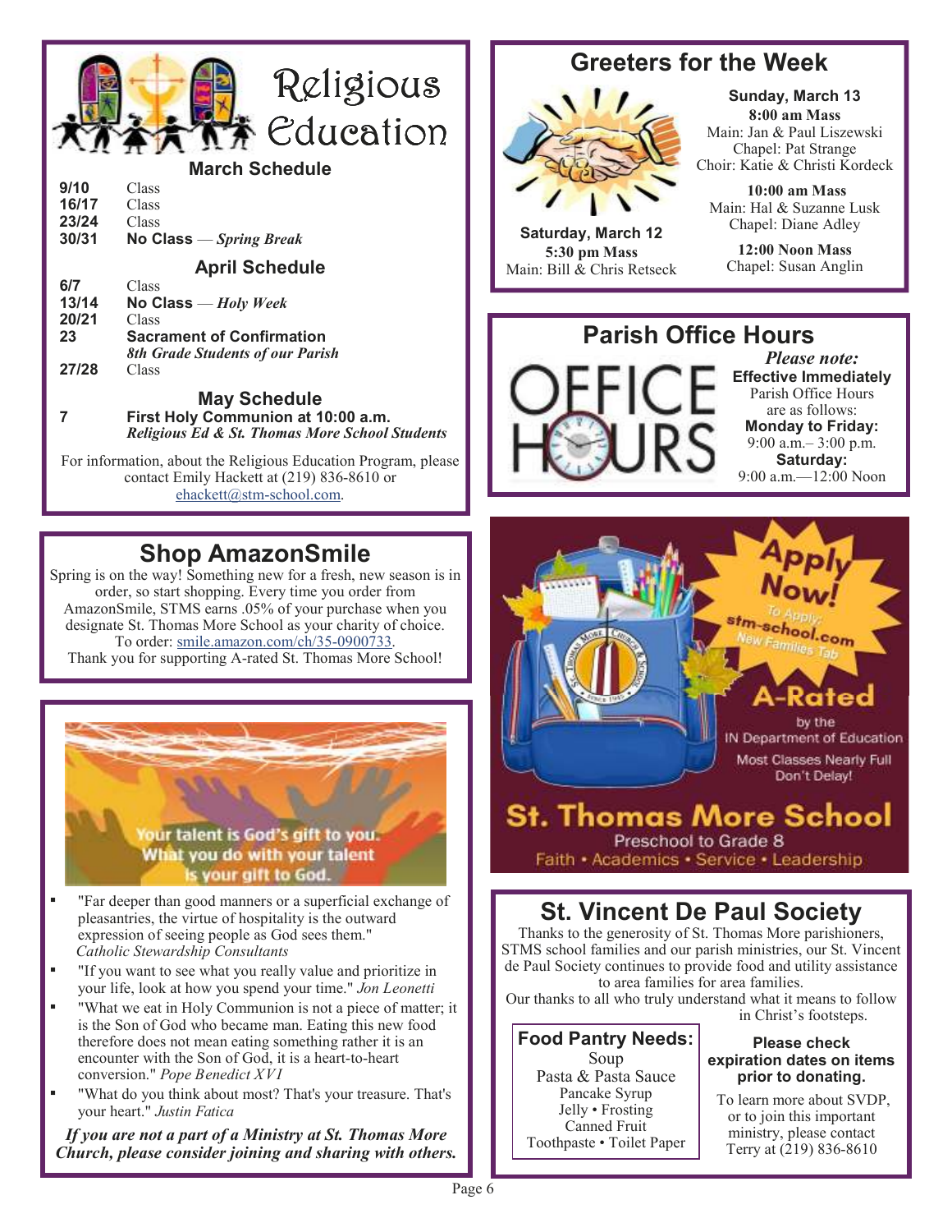# Religious Education

## March Schedule

| | |
|---|---|
| **9/10** | Class |
| **16/17** | Class |
| **23/24** | Class |
| **30/31** | **No Class** — ***Spring Break*** |

## April Schedule

| | |
|---|---|
| **6/7** | Class |
| **13/14** | **No Class** — ***Holy Week*** |
| **20/21** | Class |
| **23** | **Sacrament of Confirmation** ***8th Grade Students of our Parish*** |
| **27/28** | Class |

## May Schedule

| | |
|---|---|
| **7** | **First Holy Communion at 10:00 a.m.** ***Religious Ed & St. Thomas More School Students*** |

For information, about the Religious Education Program, please contact Emily Hackett at (219) 836-8610 or ehackett@stm-school.com.

## Shop AmazonSmile

Spring is on the way! Something new for a fresh, new season is in order, so start shopping. Every time you order from AmazonSmile, STMS earns .05% of your purchase when you designate St. Thomas More School as your charity of choice. To order: smile.amazon.com/ch/35-0900733.
Thank you for supporting A-rated St. Thomas More School!

Your talent is God's gift to you. What you do with your talent is your gift to God.

- "Far deeper than good manners or a superficial exchange of pleasantries, the virtue of hospitality is the outward expression of seeing people as God sees them." *Catholic Stewardship Consultants*
- "If you want to see what you really value and prioritize in your life, look at how you spend your time." *Jon Leonetti*
- "What we eat in Holy Communion is not a piece of matter; it is the Son of God who became man. Eating this new food therefore does not mean eating something rather it is an encounter with the Son of God, it is a heart-to-heart conversion." *Pope Benedict XVI*
- "What do you think about most? That's your treasure. That's your heart." *Justin Fatica*

***If you are not a part of a Ministry at St. Thomas More Church, please consider joining and sharing with others.***

## Greeters for the Week

**Saturday, March 12**
**5:30 pm Mass**
Main: Bill & Chris Retseck

**Sunday, March 13**
**8:00 am Mass**
Main: Jan & Paul Liszewski
Chapel: Pat Strange
Choir: Katie & Christi Kordeck

**10:00 am Mass**
Main: Hal & Suzanne Lusk
Chapel: Diane Adley

**12:00 Noon Mass**
Chapel: Susan Anglin

## Parish Office Hours

*Please note:*
**Effective Immediately**
Parish Office Hours are as follows:
**Monday to Friday:**
9:00 a.m.– 3:00 p.m.
**Saturday:**
9:00 a.m.—12:00 Noon

**Apply Now!**
To Apply: stm-school.com New Families Tab

**A-Rated** by the IN Department of Education
Most Classes Nearly Full
Don't Delay!

**St. Thomas More School**
Preschool to Grade 8
Faith • Academics • Service • Leadership

## St. Vincent De Paul Society

Thanks to the generosity of St. Thomas More parishioners, STMS school families and our parish ministries, our St. Vincent de Paul Society continues to provide food and utility assistance to area families for area families.
Our thanks to all who truly understand what it means to follow in Christ's footsteps.

**Food Pantry Needs:**
Soup
Pasta & Pasta Sauce
Pancake Syrup
Jelly • Frosting
Canned Fruit
Toothpaste • Toilet Paper

**Please check expiration dates on items prior to donating.**

To learn more about SVDP, or to join this important ministry, please contact Terry at (219) 836-8610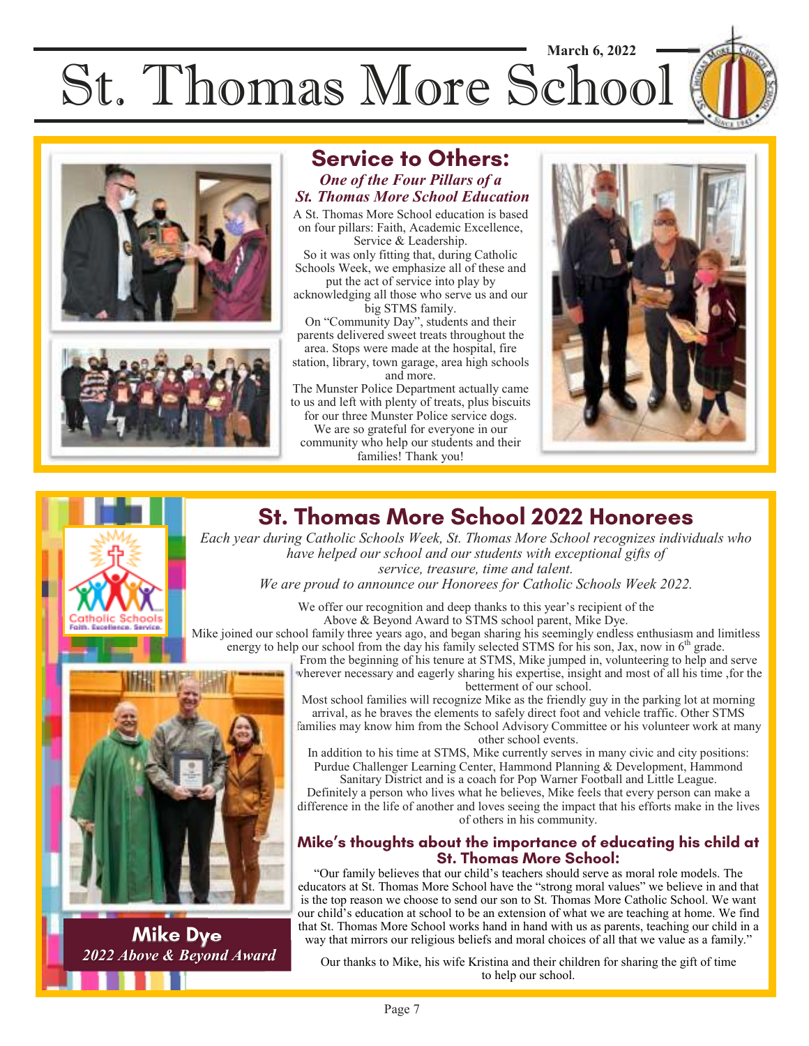# St. Thomas More School

March 6, 2022

## Service to Others:

***One of the Four Pillars of a St. Thomas More School Education***

A St. Thomas More School education is based on four pillars: Faith, Academic Excellence, Service & Leadership.

So it was only fitting that, during Catholic Schools Week, we emphasize all of these and put the act of service into play by acknowledging all those who serve us and our big STMS family.

On "Community Day", students and their parents delivered sweet treats throughout the area. Stops were made at the hospital, fire station, library, town garage, area high schools and more.

The Munster Police Department actually came to us and left with plenty of treats, plus biscuits for our three Munster Police service dogs.

We are so grateful for everyone in our community who help our students and their families! Thank you!

## St. Thomas More School 2022 Honorees

*Each year during Catholic Schools Week, St. Thomas More School recognizes individuals who have helped our school and our students with exceptional gifts of service, treasure, time and talent.*

*We are proud to announce our Honorees for Catholic Schools Week 2022.*

We offer our recognition and deep thanks to this year's recipient of the Above & Beyond Award to STMS school parent, Mike Dye.

Mike joined our school family three years ago, and began sharing his seemingly endless enthusiasm and limitless energy to help our school from the day his family selected STMS for his son, Jax, now in 6th grade.

From the beginning of his tenure at STMS, Mike jumped in, volunteering to help and serve wherever necessary and eagerly sharing his expertise, insight and most of all his time ,for the betterment of our school.

Most school families will recognize Mike as the friendly guy in the parking lot at morning arrival, as he braves the elements to safely direct foot and vehicle traffic. Other STMS families may know him from the School Advisory Committee or his volunteer work at many other school events.

In addition to his time at STMS, Mike currently serves in many civic and city positions: Purdue Challenger Learning Center, Hammond Planning & Development, Hammond Sanitary District and is a coach for Pop Warner Football and Little League.

Definitely a person who lives what he believes, Mike feels that every person can make a difference in the life of another and loves seeing the impact that his efforts make in the lives of others in his community.

**Mike Dye**
*2022 Above & Beyond Award*

### Mike's thoughts about the importance of educating his child at St. Thomas More School:

"Our family believes that our child's teachers should serve as moral role models. The educators at St. Thomas More School have the "strong moral values" we believe in and that is the top reason we choose to send our son to St. Thomas More Catholic School. We want our child's education at school to be an extension of what we are teaching at home. We find that St. Thomas More School works hand in hand with us as parents, teaching our child in a way that mirrors our religious beliefs and moral choices of all that we value as a family."

Our thanks to Mike, his wife Kristina and their children for sharing the gift of time to help our school.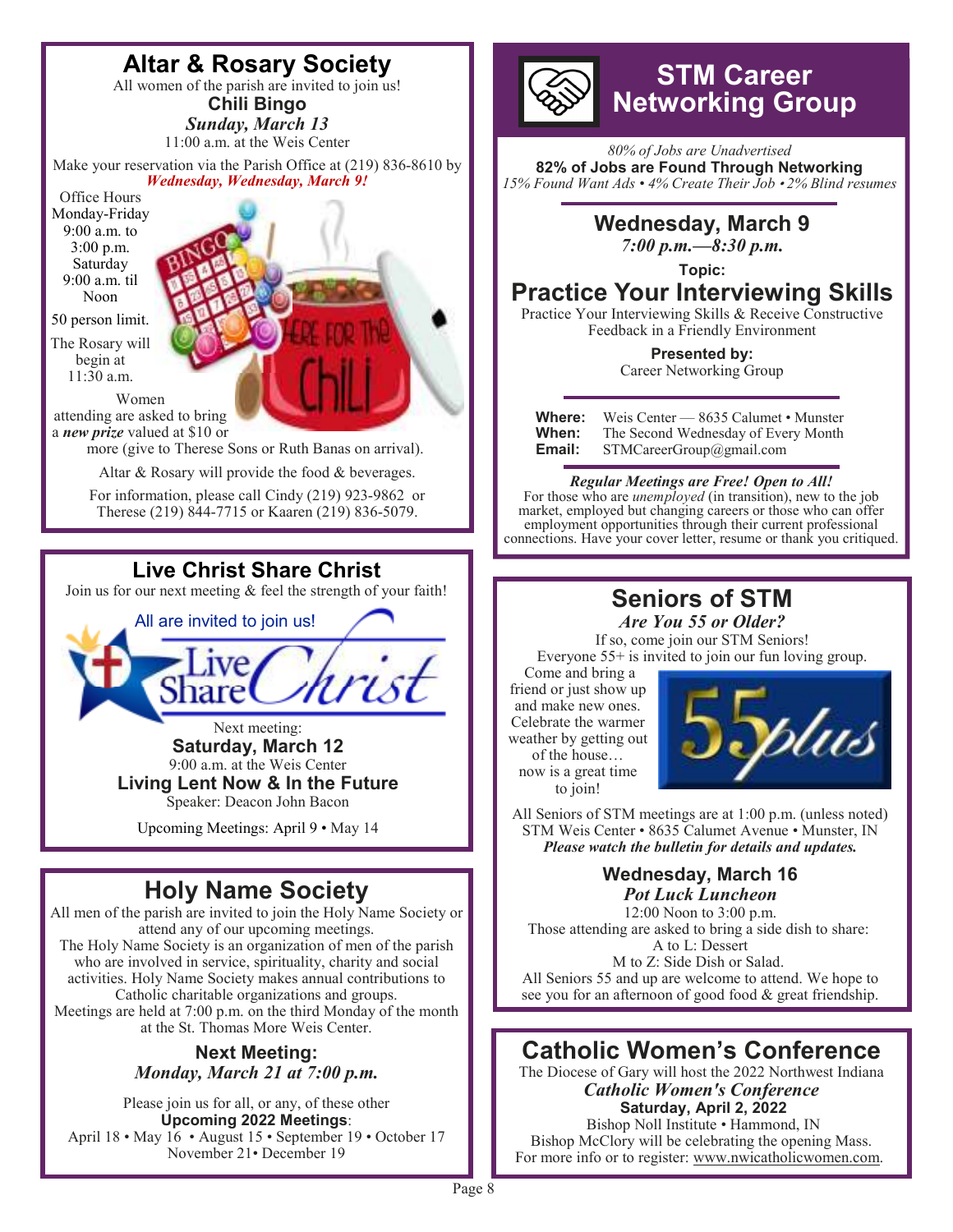## Altar & Rosary Society

All women of the parish are invited to join us!

**Chili Bingo**

***Sunday, March 13***

11:00 a.m. at the Weis Center

Make your reservation via the Parish Office at (219) 836-8610 by ***Wednesday, Wednesday, March 9!***

Office Hours Monday-Friday 9:00 a.m. to 3:00 p.m. Saturday 9:00 a.m. til Noon

50 person limit.

The Rosary will begin at 11:30 a.m.

Women attending are asked to bring a ***new prize*** valued at $10 or more (give to Therese Sons or Ruth Banas on arrival).

Altar & Rosary will provide the food & beverages.

For information, please call Cindy (219) 923-9862 or Therese (219) 844-7715 or Kaaren (219) 836-5079.

## Live Christ Share Christ

Join us for our next meeting & feel the strength of your faith!

All are invited to join us!

Next meeting:

**Saturday, March 12**

9:00 a.m. at the Weis Center

**Living Lent Now & In the Future**

Speaker: Deacon John Bacon

Upcoming Meetings: April 9 • May 14

## Holy Name Society

All men of the parish are invited to join the Holy Name Society or attend any of our upcoming meetings.

The Holy Name Society is an organization of men of the parish who are involved in service, spirituality, charity and social activities. Holy Name Society makes annual contributions to Catholic charitable organizations and groups.

Meetings are held at 7:00 p.m. on the third Monday of the month at the St. Thomas More Weis Center.

**Next Meeting:**

***Monday, March 21 at 7:00 p.m.***

Please join us for all, or any, of these other **Upcoming 2022 Meetings**:

April 18 • May 16 • August 15 • September 19 • October 17 November 21• December 19

## STM Career Networking Group

*80% of Jobs are Unadvertised*

**82% of Jobs are Found Through Networking**

*15% Found Want Ads • 4% Create Their Job • 2% Blind resumes*

**Wednesday, March 9**

***7:00 p.m.—8:30 p.m.***

**Topic:**

### Practice Your Interviewing Skills

Practice Your Interviewing Skills & Receive Constructive Feedback in a Friendly Environment

**Presented by:**

Career Networking Group

**Where:** Weis Center — 8635 Calumet • Munster
**When:** The Second Wednesday of Every Month
**Email:** STMCareerGroup@gmail.com

***Regular Meetings are Free! Open to All!***

For those who are *unemployed* (in transition), new to the job market, employed but changing careers or those who can offer employment opportunities through their current professional connections. Have your cover letter, resume or thank you critiqued.

## Seniors of STM

***Are You 55 or Older?***

If so, come join our STM Seniors!

Everyone 55+ is invited to join our fun loving group.

Come and bring a friend or just show up and make new ones. Celebrate the warmer weather by getting out of the house… now is a great time to join!

All Seniors of STM meetings are at 1:00 p.m. (unless noted)
STM Weis Center • 8635 Calumet Avenue • Munster, IN
***Please watch the bulletin for details and updates.***

**Wednesday, March 16**

***Pot Luck Luncheon***

12:00 Noon to 3:00 p.m.

Those attending are asked to bring a side dish to share:
A to L: Dessert
M to Z: Side Dish or Salad.

All Seniors 55 and up are welcome to attend. We hope to see you for an afternoon of good food & great friendship.

## Catholic Women's Conference

The Diocese of Gary will host the 2022 Northwest Indiana ***Catholic Women's Conference***

**Saturday, April 2, 2022**

Bishop Noll Institute • Hammond, IN

Bishop McClory will be celebrating the opening Mass.

For more info or to register: www.nwicatholicwomen.com.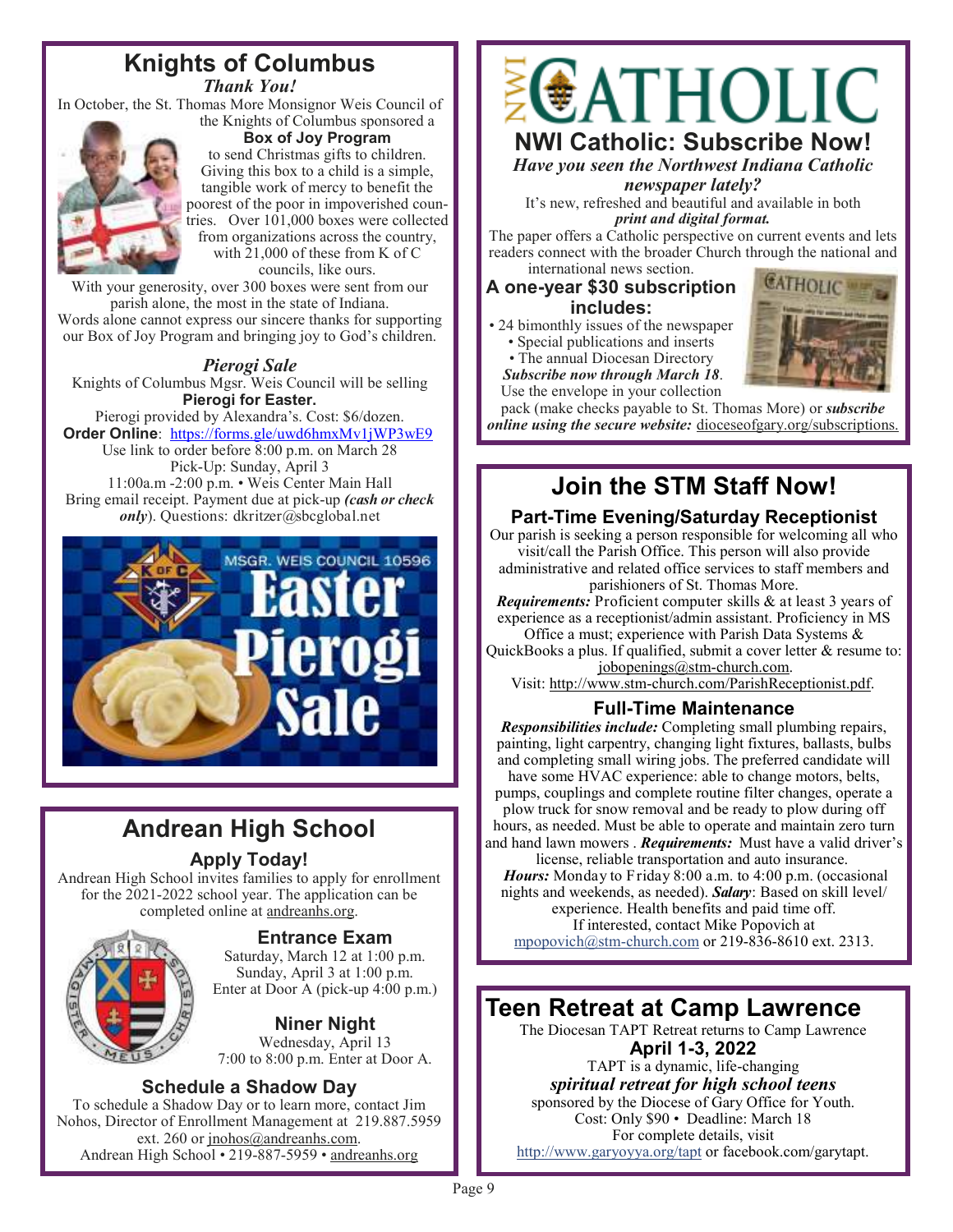# Knights of Columbus

***Thank You!***

In October, the St. Thomas More Monsignor Weis Council of the Knights of Columbus sponsored a **Box of Joy Program** to send Christmas gifts to children. Giving this box to a child is a simple, tangible work of mercy to benefit the poorest of the poor in impoverished countries. Over 101,000 boxes were collected from organizations across the country, with 21,000 of these from K of C councils, like ours.

With your generosity, over 300 boxes were sent from our parish alone, the most in the state of Indiana. Words alone cannot express our sincere thanks for supporting our Box of Joy Program and bringing joy to God's children.

## *Pierogi Sale*

Knights of Columbus Mgsr. Weis Council will be selling **Pierogi for Easter.**

Pierogi provided by Alexandra's. Cost: $6/dozen.

**Order Online**: https://forms.gle/uwd6hmxMv1jWP3wE9

Use link to order before 8:00 p.m. on March 28

Pick-Up: Sunday, April 3

11:00a.m -2:00 p.m. • Weis Center Main Hall

Bring email receipt. Payment due at pick-up ***(cash or check only)***. Questions: dkritzer@sbcglobal.net

MSGR. WEIS COUNCIL 10596 Easter Pierogi Sale

# Andrean High School

## Apply Today!

Andrean High School invites families to apply for enrollment for the 2021-2022 school year. The application can be completed online at andreanhs.org.

### Entrance Exam

Saturday, March 12 at 1:00 p.m.
Sunday, April 3 at 1:00 p.m.
Enter at Door A (pick-up 4:00 p.m.)

### Niner Night

Wednesday, April 13
7:00 to 8:00 p.m. Enter at Door A.

### Schedule a Shadow Day

To schedule a Shadow Day or to learn more, contact Jim Nohos, Director of Enrollment Management at 219.887.5959 ext. 260 or jnohos@andreanhs.com.

Andrean High School • 219-887-5959 • andreanhs.org

# NWI Catholic: Subscribe Now!

***Have you seen the Northwest Indiana Catholic newspaper lately?***

It's new, refreshed and beautiful and available in both ***print and digital format.***

The paper offers a Catholic perspective on current events and lets readers connect with the broader Church through the national and international news section.

**A one-year $30 subscription includes:**

- 24 bimonthly issues of the newspaper
- Special publications and inserts
- The annual Diocesan Directory

***Subscribe now through March 18***. Use the envelope in your collection pack (make checks payable to St. Thomas More) or ***subscribe online using the secure website:*** dioceseofgary.org/subscriptions.

# Join the STM Staff Now!

## Part-Time Evening/Saturday Receptionist

Our parish is seeking a person responsible for welcoming all who visit/call the Parish Office. This person will also provide administrative and related office services to staff members and parishioners of St. Thomas More.

***Requirements:*** Proficient computer skills & at least 3 years of experience as a receptionist/admin assistant. Proficiency in MS Office a must; experience with Parish Data Systems & QuickBooks a plus. If qualified, submit a cover letter & resume to: jobopenings@stm-church.com.

Visit: http://www.stm-church.com/ParishReceptionist.pdf.

## Full-Time Maintenance

***Responsibilities include:*** Completing small plumbing repairs, painting, light carpentry, changing light fixtures, ballasts, bulbs and completing small wiring jobs. The preferred candidate will have some HVAC experience: able to change motors, belts, pumps, couplings and complete routine filter changes, operate a plow truck for snow removal and be ready to plow during off hours, as needed. Must be able to operate and maintain zero turn and hand lawn mowers . ***Requirements:*** Must have a valid driver's license, reliable transportation and auto insurance. ***Hours:*** Monday to Friday 8:00 a.m. to 4:00 p.m. (occasional nights and weekends, as needed). ***Salary***: Based on skill level/experience. Health benefits and paid time off.

If interested, contact Mike Popovich at mpopovich@stm-church.com or 219-836-8610 ext. 2313.

# Teen Retreat at Camp Lawrence

The Diocesan TAPT Retreat returns to Camp Lawrence

**April 1-3, 2022**

TAPT is a dynamic, life-changing ***spiritual retreat for high school teens*** sponsored by the Diocese of Gary Office for Youth.

Cost: Only $90 • Deadline: March 18

For complete details, visit http://www.garyoyya.org/tapt or facebook.com/garytapt.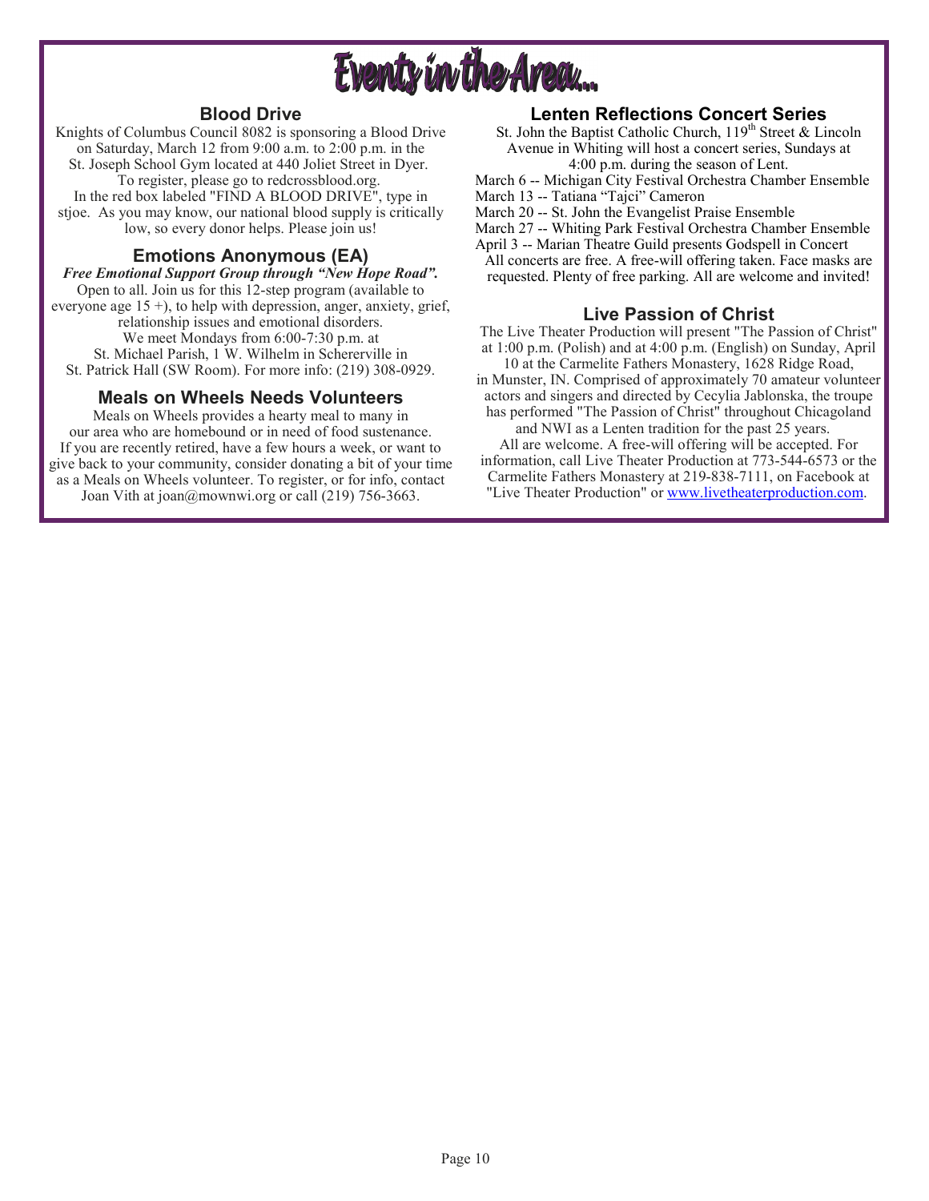# Events in the Area...

## Blood Drive

Knights of Columbus Council 8082 is sponsoring a Blood Drive on Saturday, March 12 from 9:00 a.m. to 2:00 p.m. in the St. Joseph School Gym located at 440 Joliet Street in Dyer. To register, please go to redcrossblood.org. In the red box labeled "FIND A BLOOD DRIVE", type in stjoe. As you may know, our national blood supply is critically low, so every donor helps. Please join us!

## Emotions Anonymous (EA)

***Free Emotional Support Group through "New Hope Road".***

Open to all. Join us for this 12-step program (available to everyone age 15 +), to help with depression, anger, anxiety, grief, relationship issues and emotional disorders.

We meet Mondays from 6:00-7:30 p.m. at St. Michael Parish, 1 W. Wilhelm in Schererville in St. Patrick Hall (SW Room). For more info: (219) 308-0929.

## Meals on Wheels Needs Volunteers

Meals on Wheels provides a hearty meal to many in our area who are homebound or in need of food sustenance. If you are recently retired, have a few hours a week, or want to give back to your community, consider donating a bit of your time as a Meals on Wheels volunteer. To register, or for info, contact Joan Vith at joan@mownwi.org or call (219) 756-3663.

## Lenten Reflections Concert Series

St. John the Baptist Catholic Church, 119th Street & Lincoln Avenue in Whiting will host a concert series, Sundays at 4:00 p.m. during the season of Lent.

March 6 -- Michigan City Festival Orchestra Chamber Ensemble
March 13 -- Tatiana "Tajci" Cameron
March 20 -- St. John the Evangelist Praise Ensemble
March 27 -- Whiting Park Festival Orchestra Chamber Ensemble
April 3 -- Marian Theatre Guild presents Godspell in Concert

All concerts are free. A free-will offering taken. Face masks are requested. Plenty of free parking. All are welcome and invited!

## Live Passion of Christ

The Live Theater Production will present "The Passion of Christ" at 1:00 p.m. (Polish) and at 4:00 p.m. (English) on Sunday, April 10 at the Carmelite Fathers Monastery, 1628 Ridge Road, in Munster, IN. Comprised of approximately 70 amateur volunteer actors and singers and directed by Cecylia Jablonska, the troupe has performed "The Passion of Christ" throughout Chicagoland and NWI as a Lenten tradition for the past 25 years.

All are welcome. A free-will offering will be accepted. For information, call Live Theater Production at 773-544-6573 or the Carmelite Fathers Monastery at 219-838-7111, on Facebook at "Live Theater Production" or www.livetheaterproduction.com.